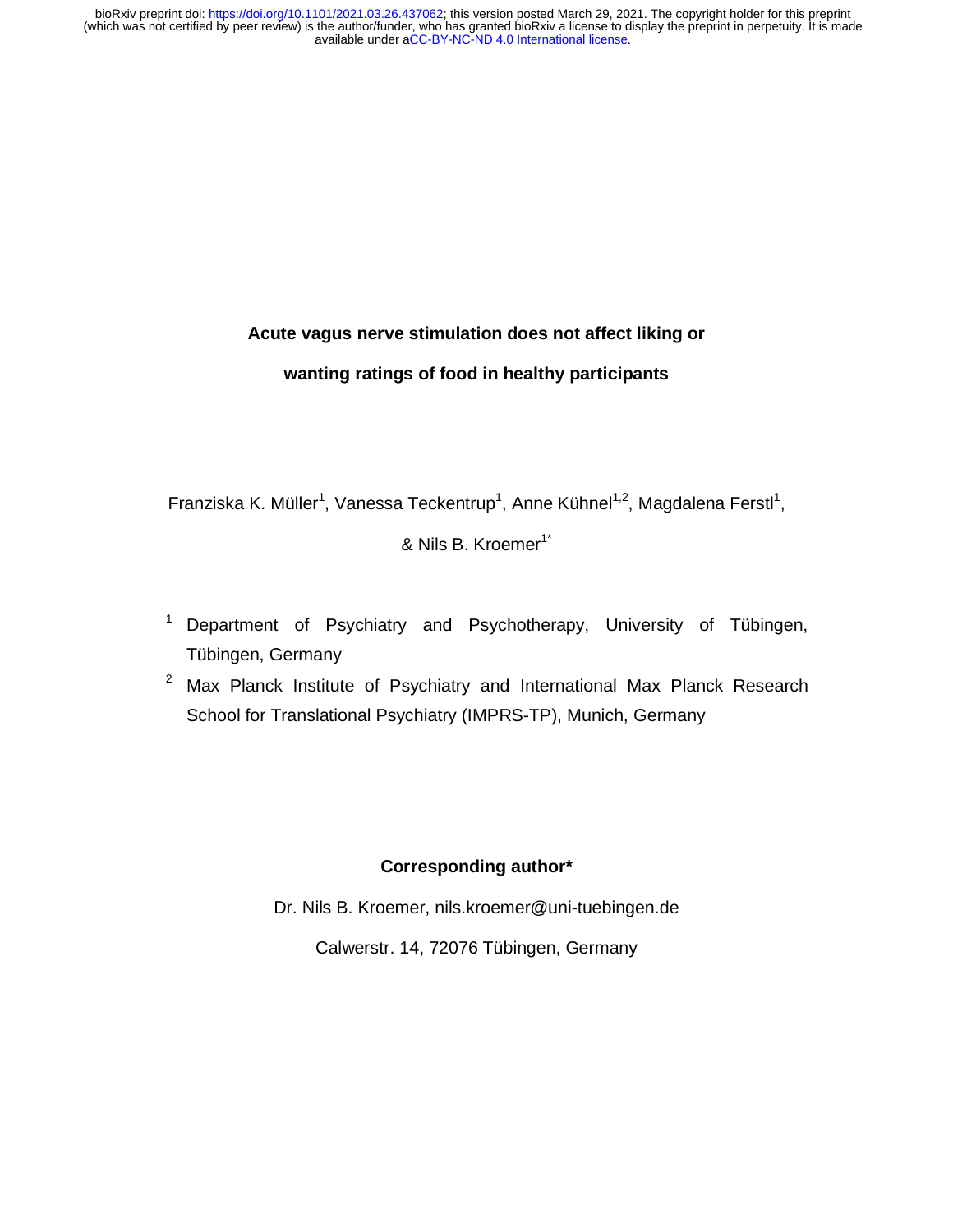# Acute vagus nerve stimulation does not affect liking or wanting ratings of food in healthy participants

Franziska K. Müller[1], Vanessa Teckentrup[1], Anne Kühnel[1,2], Magdalena Ferstl[1], & Nils B. Kroemer[1*]

[1] Department of Psychiatry and Psychotherapy, University of Tübingen, Tübingen, Germany

[2] Max Planck Institute of Psychiatry and International Max Planck Research School for Translational Psychiatry (IMPRS-TP), Munich, Germany

**Corresponding author***

Dr. Nils B. Kroemer, nils.kroemer@uni-tuebingen.de

Calwerstr. 14, 72076 Tübingen, Germany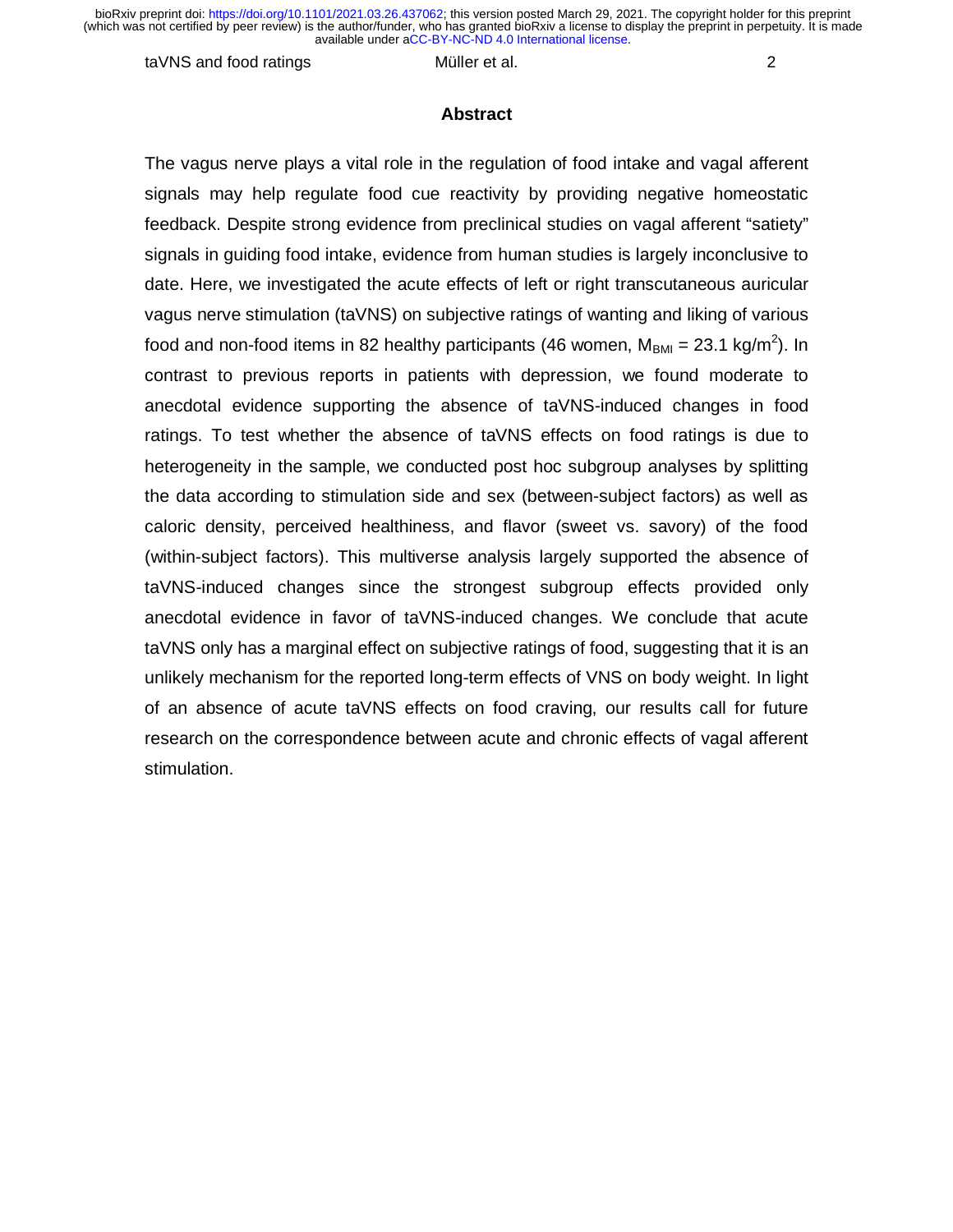## Abstract

The vagus nerve plays a vital role in the regulation of food intake and vagal afferent signals may help regulate food cue reactivity by providing negative homeostatic feedback. Despite strong evidence from preclinical studies on vagal afferent "satiety" signals in guiding food intake, evidence from human studies is largely inconclusive to date. Here, we investigated the acute effects of left or right transcutaneous auricular vagus nerve stimulation (taVNS) on subjective ratings of wanting and liking of various food and non-food items in 82 healthy participants (46 women, $M_{BMI}$ = 23.1 kg/$m^2$). In contrast to previous reports in patients with depression, we found moderate to anecdotal evidence supporting the absence of taVNS-induced changes in food ratings. To test whether the absence of taVNS effects on food ratings is due to heterogeneity in the sample, we conducted post hoc subgroup analyses by splitting the data according to stimulation side and sex (between-subject factors) as well as caloric density, perceived healthiness, and flavor (sweet vs. savory) of the food (within-subject factors). This multiverse analysis largely supported the absence of taVNS-induced changes since the strongest subgroup effects provided only anecdotal evidence in favor of taVNS-induced changes. We conclude that acute taVNS only has a marginal effect on subjective ratings of food, suggesting that it is an unlikely mechanism for the reported long-term effects of VNS on body weight. In light of an absence of acute taVNS effects on food craving, our results call for future research on the correspondence between acute and chronic effects of vagal afferent stimulation.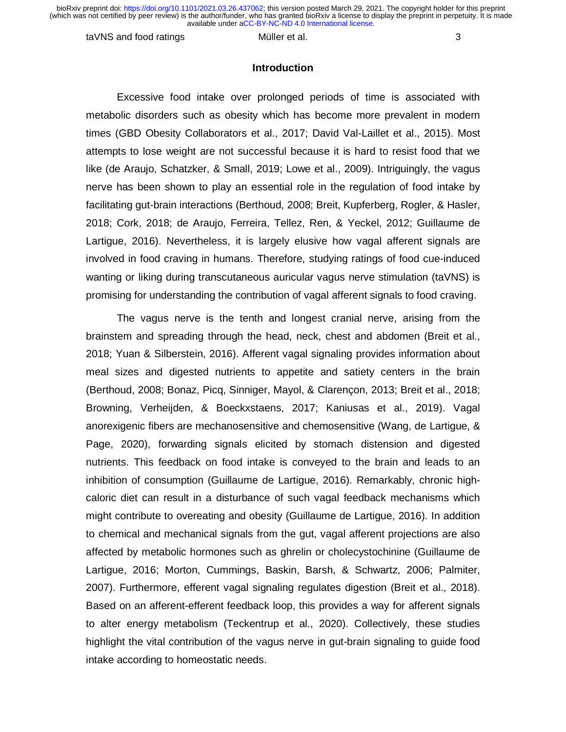## Introduction

Excessive food intake over prolonged periods of time is associated with metabolic disorders such as obesity which has become more prevalent in modern times (GBD Obesity Collaborators et al., 2017; David Val-Laillet et al., 2015). Most attempts to lose weight are not successful because it is hard to resist food that we like (de Araujo, Schatzker, & Small, 2019; Lowe et al., 2009). Intriguingly, the vagus nerve has been shown to play an essential role in the regulation of food intake by facilitating gut-brain interactions (Berthoud, 2008; Breit, Kupferberg, Rogler, & Hasler, 2018; Cork, 2018; de Araujo, Ferreira, Tellez, Ren, & Yeckel, 2012; Guillaume de Lartigue, 2016). Nevertheless, it is largely elusive how vagal afferent signals are involved in food craving in humans. Therefore, studying ratings of food cue-induced wanting or liking during transcutaneous auricular vagus nerve stimulation (taVNS) is promising for understanding the contribution of vagal afferent signals to food craving.

The vagus nerve is the tenth and longest cranial nerve, arising from the brainstem and spreading through the head, neck, chest and abdomen (Breit et al., 2018; Yuan & Silberstein, 2016). Afferent vagal signaling provides information about meal sizes and digested nutrients to appetite and satiety centers in the brain (Berthoud, 2008; Bonaz, Picq, Sinniger, Mayol, & Clarençon, 2013; Breit et al., 2018; Browning, Verheijden, & Boeckxstaens, 2017; Kaniusas et al., 2019). Vagal anorexigenic fibers are mechanosensitive and chemosensitive (Wang, de Lartigue, & Page, 2020), forwarding signals elicited by stomach distension and digested nutrients. This feedback on food intake is conveyed to the brain and leads to an inhibition of consumption (Guillaume de Lartigue, 2016). Remarkably, chronic high-caloric diet can result in a disturbance of such vagal feedback mechanisms which might contribute to overeating and obesity (Guillaume de Lartigue, 2016). In addition to chemical and mechanical signals from the gut, vagal afferent projections are also affected by metabolic hormones such as ghrelin or cholecystochinine (Guillaume de Lartigue, 2016; Morton, Cummings, Baskin, Barsh, & Schwartz, 2006; Palmiter, 2007). Furthermore, efferent vagal signaling regulates digestion (Breit et al., 2018). Based on an afferent-efferent feedback loop, this provides a way for afferent signals to alter energy metabolism (Teckentrup et al., 2020). Collectively, these studies highlight the vital contribution of the vagus nerve in gut-brain signaling to guide food intake according to homeostatic needs.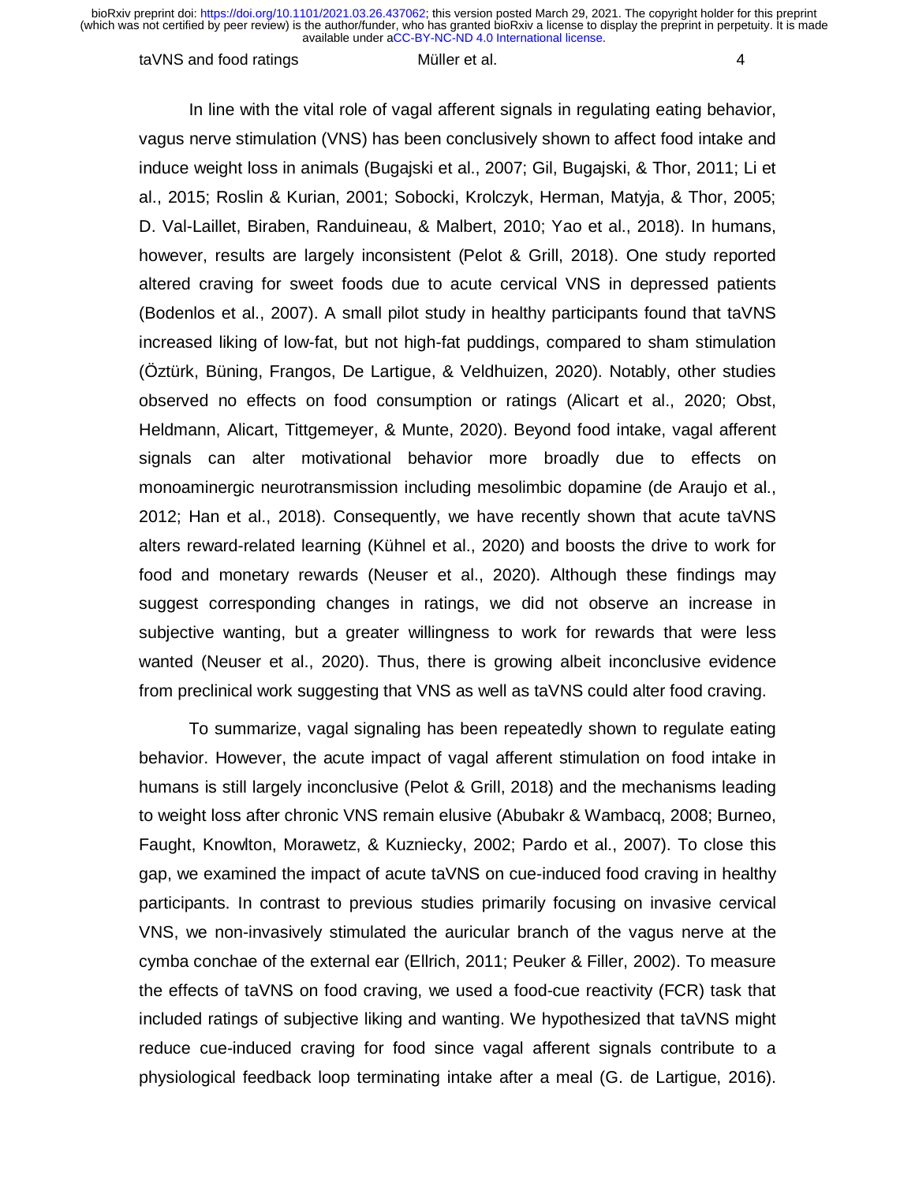In line with the vital role of vagal afferent signals in regulating eating behavior, vagus nerve stimulation (VNS) has been conclusively shown to affect food intake and induce weight loss in animals (Bugajski et al., 2007; Gil, Bugajski, & Thor, 2011; Li et al., 2015; Roslin & Kurian, 2001; Sobocki, Krolczyk, Herman, Matyja, & Thor, 2005; D. Val-Laillet, Biraben, Randuineau, & Malbert, 2010; Yao et al., 2018). In humans, however, results are largely inconsistent (Pelot & Grill, 2018). One study reported altered craving for sweet foods due to acute cervical VNS in depressed patients (Bodenlos et al., 2007). A small pilot study in healthy participants found that taVNS increased liking of low-fat, but not high-fat puddings, compared to sham stimulation (Öztürk, Büning, Frangos, De Lartigue, & Veldhuizen, 2020). Notably, other studies observed no effects on food consumption or ratings (Alicart et al., 2020; Obst, Heldmann, Alicart, Tittgemeyer, & Munte, 2020). Beyond food intake, vagal afferent signals can alter motivational behavior more broadly due to effects on monoaminergic neurotransmission including mesolimbic dopamine (de Araujo et al., 2012; Han et al., 2018). Consequently, we have recently shown that acute taVNS alters reward-related learning (Kühnel et al., 2020) and boosts the drive to work for food and monetary rewards (Neuser et al., 2020). Although these findings may suggest corresponding changes in ratings, we did not observe an increase in subjective wanting, but a greater willingness to work for rewards that were less wanted (Neuser et al., 2020). Thus, there is growing albeit inconclusive evidence from preclinical work suggesting that VNS as well as taVNS could alter food craving.

To summarize, vagal signaling has been repeatedly shown to regulate eating behavior. However, the acute impact of vagal afferent stimulation on food intake in humans is still largely inconclusive (Pelot & Grill, 2018) and the mechanisms leading to weight loss after chronic VNS remain elusive (Abubakr & Wambacq, 2008; Burneo, Faught, Knowlton, Morawetz, & Kuzniecky, 2002; Pardo et al., 2007). To close this gap, we examined the impact of acute taVNS on cue-induced food craving in healthy participants. In contrast to previous studies primarily focusing on invasive cervical VNS, we non-invasively stimulated the auricular branch of the vagus nerve at the cymba conchae of the external ear (Ellrich, 2011; Peuker & Filler, 2002). To measure the effects of taVNS on food craving, we used a food-cue reactivity (FCR) task that included ratings of subjective liking and wanting. We hypothesized that taVNS might reduce cue-induced craving for food since vagal afferent signals contribute to a physiological feedback loop terminating intake after a meal (G. de Lartigue, 2016).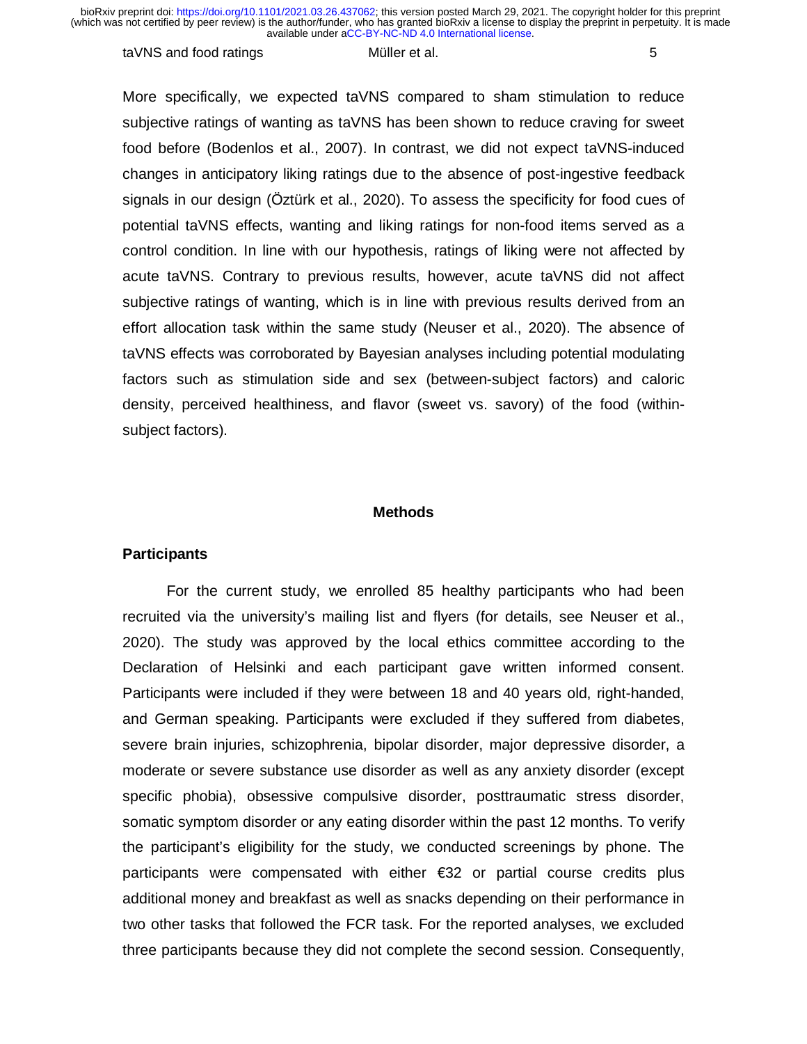More specifically, we expected taVNS compared to sham stimulation to reduce subjective ratings of wanting as taVNS has been shown to reduce craving for sweet food before (Bodenlos et al., 2007). In contrast, we did not expect taVNS-induced changes in anticipatory liking ratings due to the absence of post-ingestive feedback signals in our design (Öztürk et al., 2020). To assess the specificity for food cues of potential taVNS effects, wanting and liking ratings for non-food items served as a control condition. In line with our hypothesis, ratings of liking were not affected by acute taVNS. Contrary to previous results, however, acute taVNS did not affect subjective ratings of wanting, which is in line with previous results derived from an effort allocation task within the same study (Neuser et al., 2020). The absence of taVNS effects was corroborated by Bayesian analyses including potential modulating factors such as stimulation side and sex (between-subject factors) and caloric density, perceived healthiness, and flavor (sweet vs. savory) of the food (within-subject factors).

## Methods

### Participants

For the current study, we enrolled 85 healthy participants who had been recruited via the university's mailing list and flyers (for details, see Neuser et al., 2020). The study was approved by the local ethics committee according to the Declaration of Helsinki and each participant gave written informed consent. Participants were included if they were between 18 and 40 years old, right-handed, and German speaking. Participants were excluded if they suffered from diabetes, severe brain injuries, schizophrenia, bipolar disorder, major depressive disorder, a moderate or severe substance use disorder as well as any anxiety disorder (except specific phobia), obsessive compulsive disorder, posttraumatic stress disorder, somatic symptom disorder or any eating disorder within the past 12 months. To verify the participant's eligibility for the study, we conducted screenings by phone. The participants were compensated with either €32 or partial course credits plus additional money and breakfast as well as snacks depending on their performance in two other tasks that followed the FCR task. For the reported analyses, we excluded three participants because they did not complete the second session. Consequently,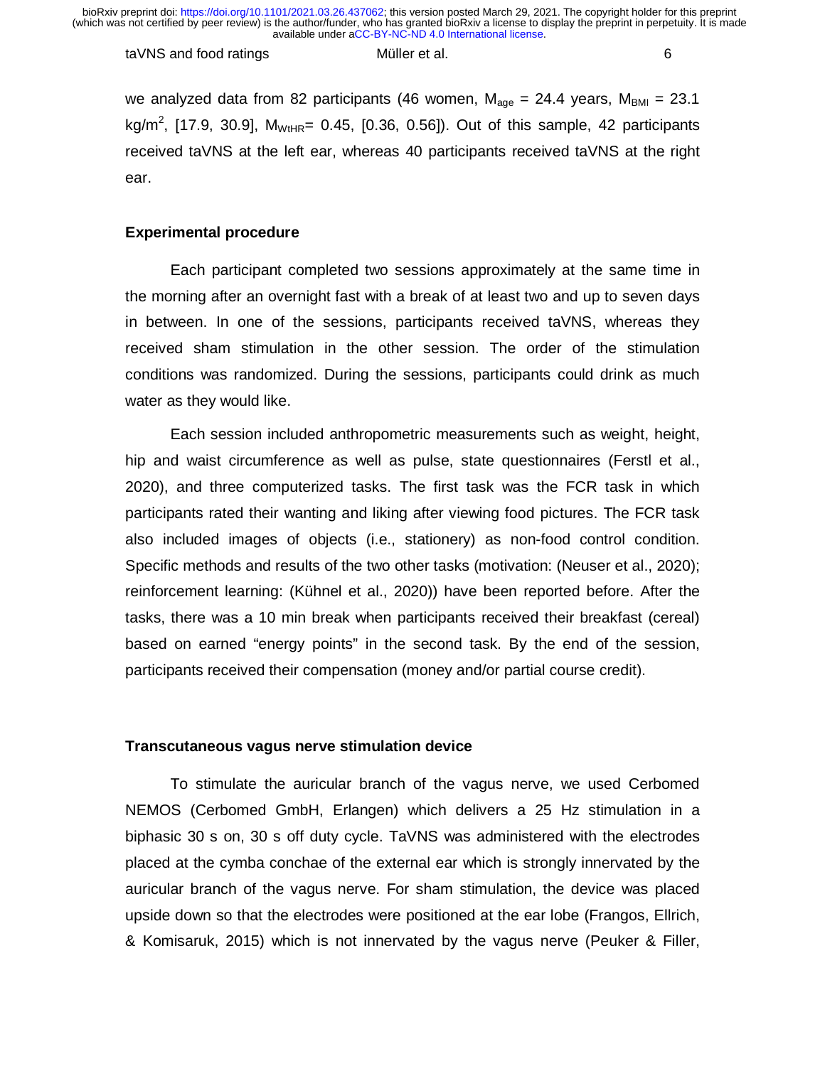we analyzed data from 82 participants (46 women, $M_{age}$ = 24.4 years, $M_{BMI}$ = 23.1 kg/m$^2$, [17.9, 30.9], $M_{WtHR}$= 0.45, [0.36, 0.56]). Out of this sample, 42 participants received taVNS at the left ear, whereas 40 participants received taVNS at the right ear.

### Experimental procedure

Each participant completed two sessions approximately at the same time in the morning after an overnight fast with a break of at least two and up to seven days in between. In one of the sessions, participants received taVNS, whereas they received sham stimulation in the other session. The order of the stimulation conditions was randomized. During the sessions, participants could drink as much water as they would like.

Each session included anthropometric measurements such as weight, height, hip and waist circumference as well as pulse, state questionnaires (Ferstl et al., 2020), and three computerized tasks. The first task was the FCR task in which participants rated their wanting and liking after viewing food pictures. The FCR task also included images of objects (i.e., stationery) as non-food control condition. Specific methods and results of the two other tasks (motivation: (Neuser et al., 2020); reinforcement learning: (Kühnel et al., 2020)) have been reported before. After the tasks, there was a 10 min break when participants received their breakfast (cereal) based on earned "energy points" in the second task. By the end of the session, participants received their compensation (money and/or partial course credit).

### Transcutaneous vagus nerve stimulation device

To stimulate the auricular branch of the vagus nerve, we used Cerbomed NEMOS (Cerbomed GmbH, Erlangen) which delivers a 25 Hz stimulation in a biphasic 30 s on, 30 s off duty cycle. TaVNS was administered with the electrodes placed at the cymba conchae of the external ear which is strongly innervated by the auricular branch of the vagus nerve. For sham stimulation, the device was placed upside down so that the electrodes were positioned at the ear lobe (Frangos, Ellrich, & Komisaruk, 2015) which is not innervated by the vagus nerve (Peuker & Filler,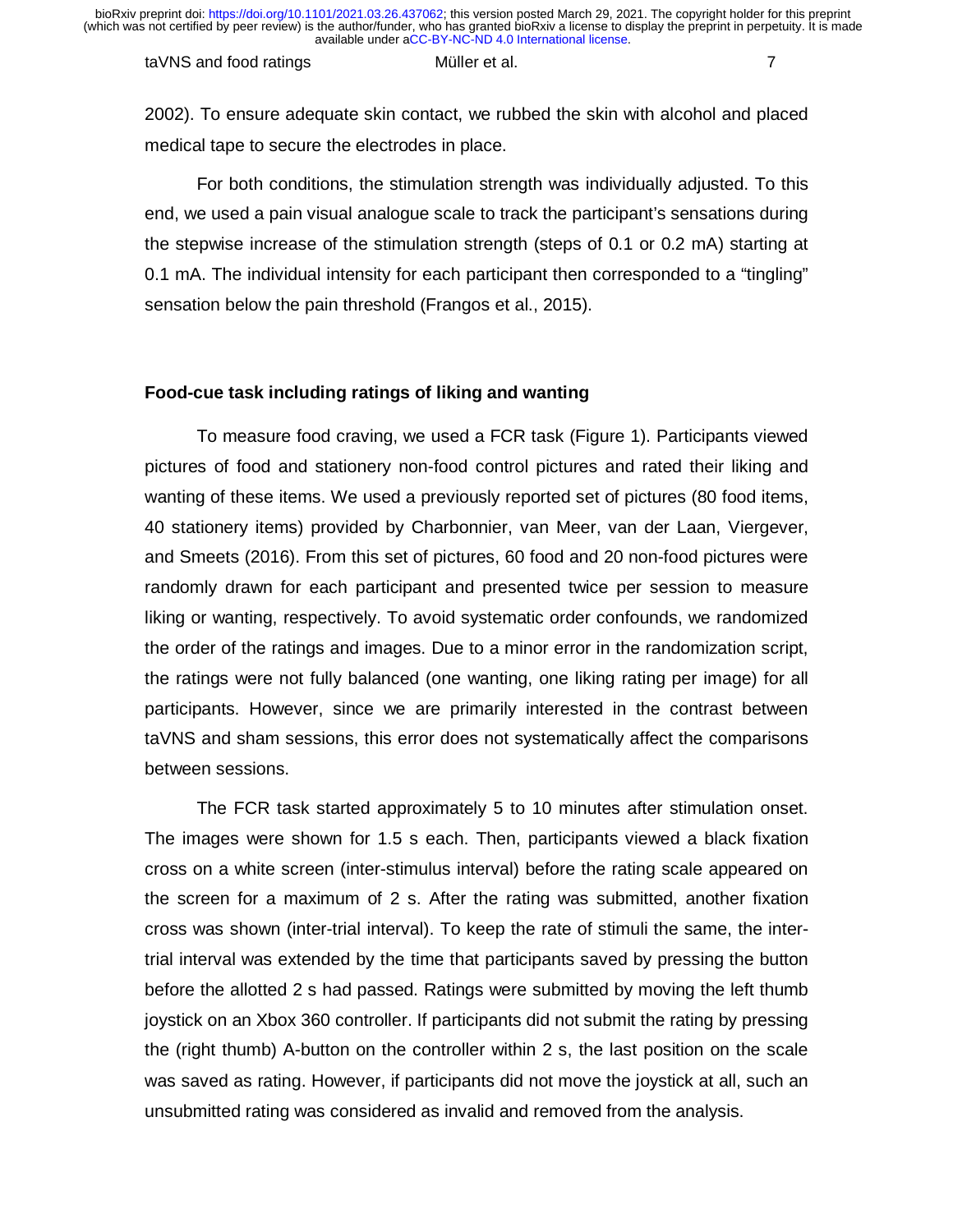2002). To ensure adequate skin contact, we rubbed the skin with alcohol and placed medical tape to secure the electrodes in place.

For both conditions, the stimulation strength was individually adjusted. To this end, we used a pain visual analogue scale to track the participant's sensations during the stepwise increase of the stimulation strength (steps of 0.1 or 0.2 mA) starting at 0.1 mA. The individual intensity for each participant then corresponded to a "tingling" sensation below the pain threshold (Frangos et al., 2015).

### Food-cue task including ratings of liking and wanting

To measure food craving, we used a FCR task (Figure 1). Participants viewed pictures of food and stationery non-food control pictures and rated their liking and wanting of these items. We used a previously reported set of pictures (80 food items, 40 stationery items) provided by Charbonnier, van Meer, van der Laan, Viergever, and Smeets (2016). From this set of pictures, 60 food and 20 non-food pictures were randomly drawn for each participant and presented twice per session to measure liking or wanting, respectively. To avoid systematic order confounds, we randomized the order of the ratings and images. Due to a minor error in the randomization script, the ratings were not fully balanced (one wanting, one liking rating per image) for all participants. However, since we are primarily interested in the contrast between taVNS and sham sessions, this error does not systematically affect the comparisons between sessions.

The FCR task started approximately 5 to 10 minutes after stimulation onset. The images were shown for 1.5 s each. Then, participants viewed a black fixation cross on a white screen (inter-stimulus interval) before the rating scale appeared on the screen for a maximum of 2 s. After the rating was submitted, another fixation cross was shown (inter-trial interval). To keep the rate of stimuli the same, the inter-trial interval was extended by the time that participants saved by pressing the button before the allotted 2 s had passed. Ratings were submitted by moving the left thumb joystick on an Xbox 360 controller. If participants did not submit the rating by pressing the (right thumb) A-button on the controller within 2 s, the last position on the scale was saved as rating. However, if participants did not move the joystick at all, such an unsubmitted rating was considered as invalid and removed from the analysis.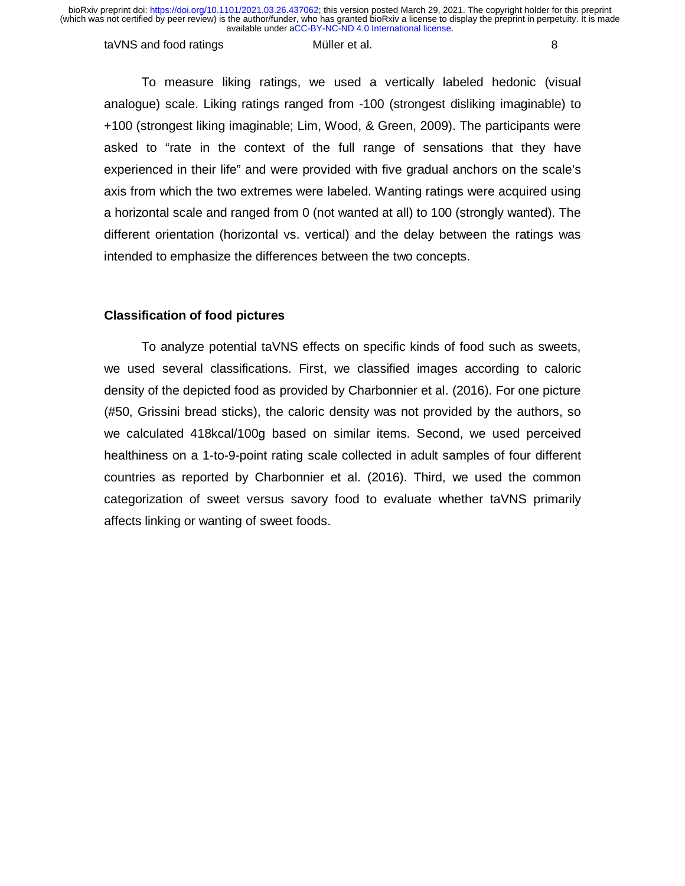To measure liking ratings, we used a vertically labeled hedonic (visual analogue) scale. Liking ratings ranged from -100 (strongest disliking imaginable) to +100 (strongest liking imaginable; Lim, Wood, & Green, 2009). The participants were asked to "rate in the context of the full range of sensations that they have experienced in their life" and were provided with five gradual anchors on the scale's axis from which the two extremes were labeled. Wanting ratings were acquired using a horizontal scale and ranged from 0 (not wanted at all) to 100 (strongly wanted). The different orientation (horizontal vs. vertical) and the delay between the ratings was intended to emphasize the differences between the two concepts.

### Classification of food pictures

To analyze potential taVNS effects on specific kinds of food such as sweets, we used several classifications. First, we classified images according to caloric density of the depicted food as provided by Charbonnier et al. (2016). For one picture (#50, Grissini bread sticks), the caloric density was not provided by the authors, so we calculated 418kcal/100g based on similar items. Second, we used perceived healthiness on a 1-to-9-point rating scale collected in adult samples of four different countries as reported by Charbonnier et al. (2016). Third, we used the common categorization of sweet versus savory food to evaluate whether taVNS primarily affects linking or wanting of sweet foods.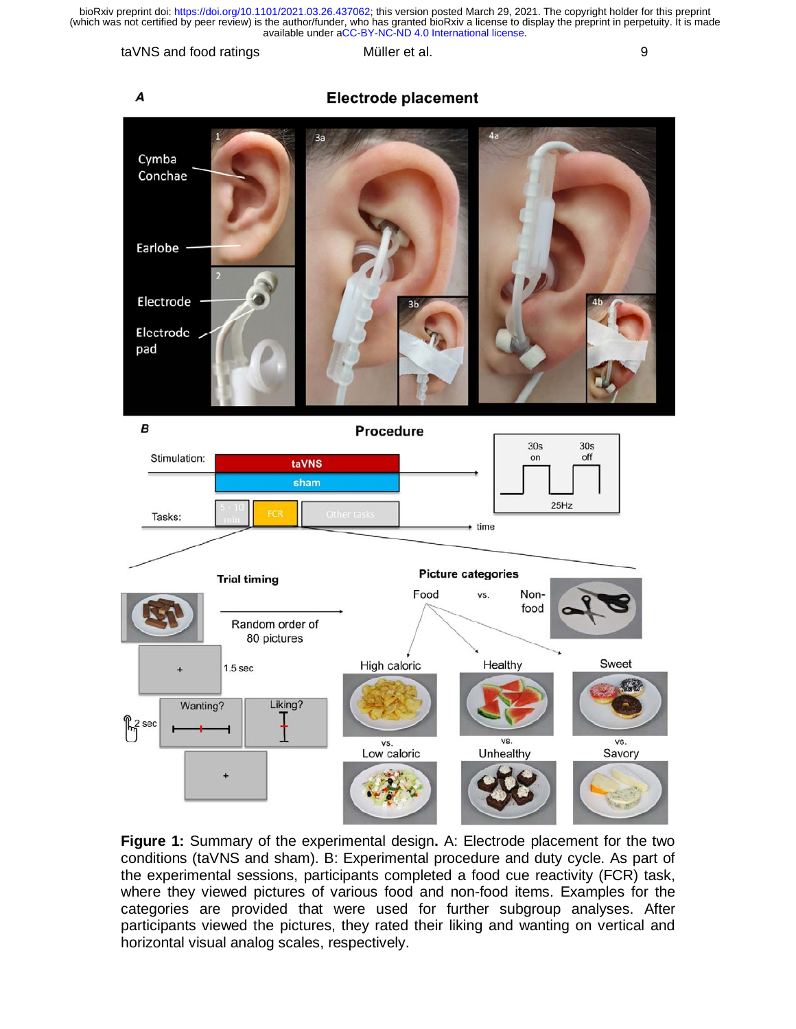**A** **Electrode placement**

1

Cymba Conchae

Earlobe

2

Electrode

Electrode pad

3a

3b

4a

4b

**B** **Procedure**

Stimulation:

taVNS

sham

30s on

30s off

25Hz

Tasks:

5 - 10 min

FCR

Other tasks

time

**Trial timing**

Random order of 80 pictures

1.5 sec

2 sec

Wanting?

Liking?

**Picture categories**

Food vs. Non-food

High caloric vs. Low caloric

Healthy vs. Unhealthy

Sweet vs. Savory

**Figure 1:** Summary of the experimental design**.** A: Electrode placement for the two conditions (taVNS and sham). B: Experimental procedure and duty cycle. As part of the experimental sessions, participants completed a food cue reactivity (FCR) task, where they viewed pictures of various food and non-food items. Examples for the categories are provided that were used for further subgroup analyses. After participants viewed the pictures, they rated their liking and wanting on vertical and horizontal visual analog scales, respectively.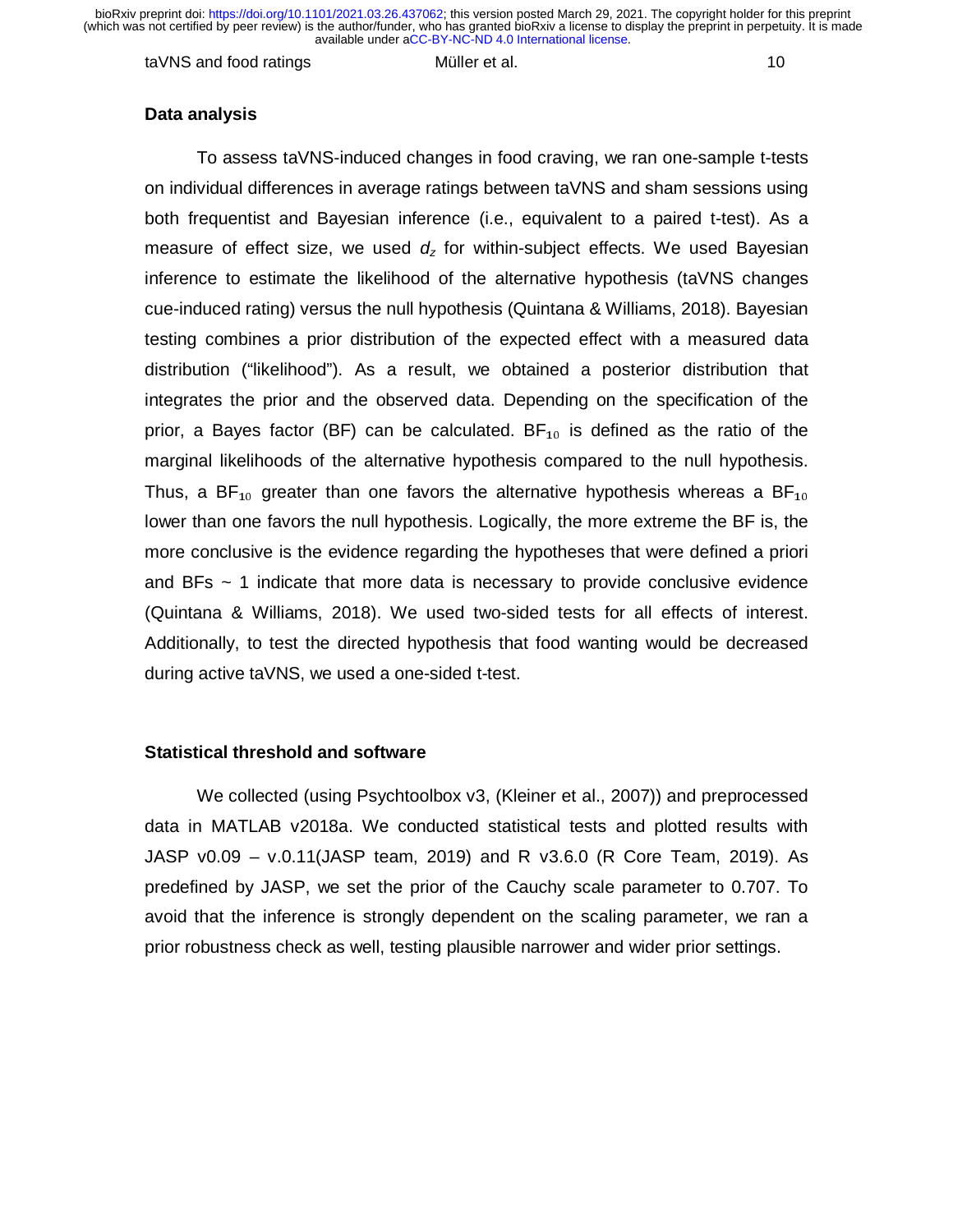### Data analysis

To assess taVNS-induced changes in food craving, we ran one-sample t-tests on individual differences in average ratings between taVNS and sham sessions using both frequentist and Bayesian inference (i.e., equivalent to a paired t-test). As a measure of effect size, we used $d_z$ for within-subject effects. We used Bayesian inference to estimate the likelihood of the alternative hypothesis (taVNS changes cue-induced rating) versus the null hypothesis (Quintana & Williams, 2018). Bayesian testing combines a prior distribution of the expected effect with a measured data distribution ("likelihood"). As a result, we obtained a posterior distribution that integrates the prior and the observed data. Depending on the specification of the prior, a Bayes factor (BF) can be calculated. $BF_{10}$ is defined as the ratio of the marginal likelihoods of the alternative hypothesis compared to the null hypothesis. Thus, a $BF_{10}$ greater than one favors the alternative hypothesis whereas a $BF_{10}$ lower than one favors the null hypothesis. Logically, the more extreme the BF is, the more conclusive is the evidence regarding the hypotheses that were defined a priori and BFs ~ 1 indicate that more data is necessary to provide conclusive evidence (Quintana & Williams, 2018). We used two-sided tests for all effects of interest. Additionally, to test the directed hypothesis that food wanting would be decreased during active taVNS, we used a one-sided t-test.

### Statistical threshold and software

We collected (using Psychtoolbox v3, (Kleiner et al., 2007)) and preprocessed data in MATLAB v2018a. We conducted statistical tests and plotted results with JASP v0.09 – v.0.11(JASP team, 2019) and R v3.6.0 (R Core Team, 2019). As predefined by JASP, we set the prior of the Cauchy scale parameter to 0.707. To avoid that the inference is strongly dependent on the scaling parameter, we ran a prior robustness check as well, testing plausible narrower and wider prior settings.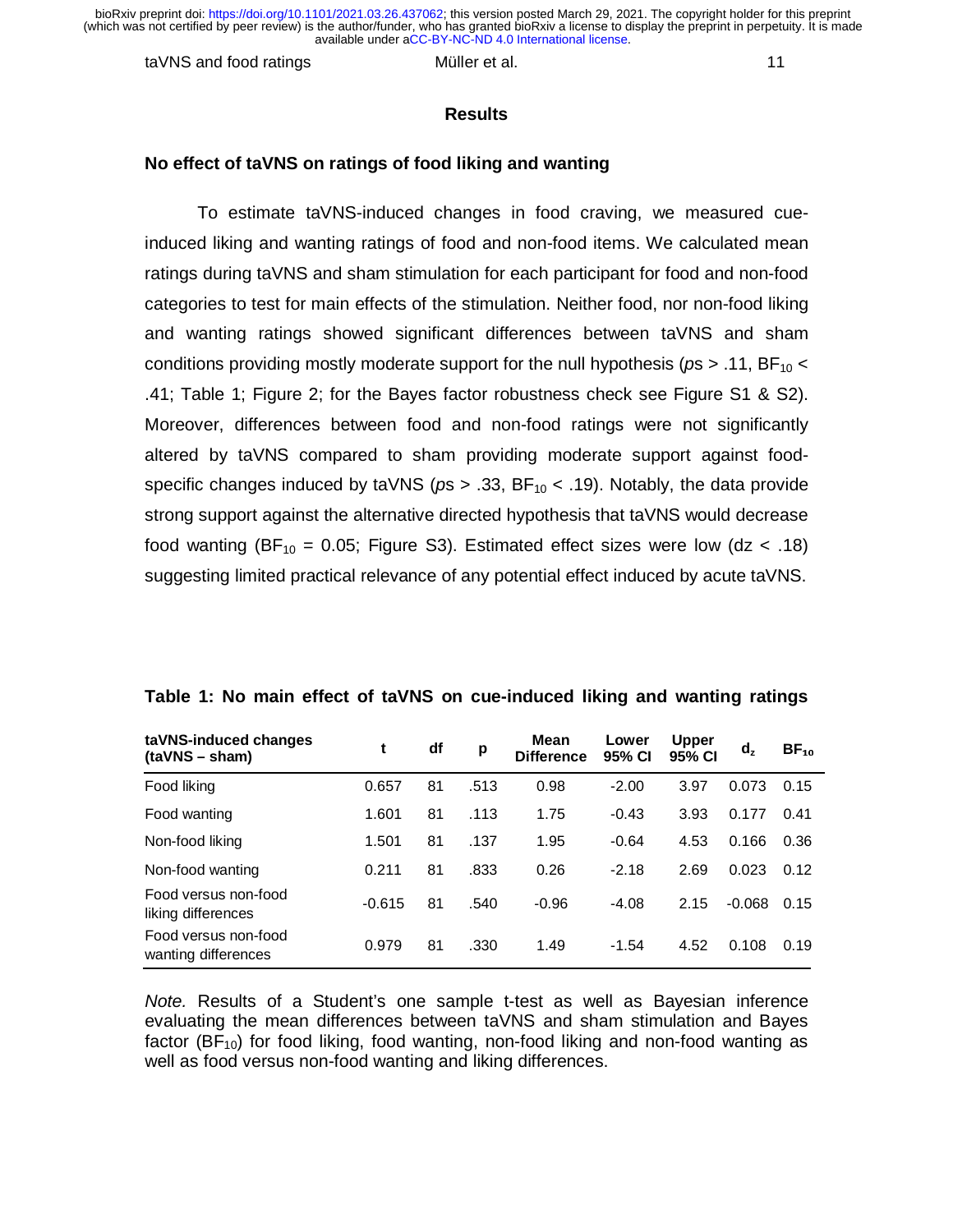## Results

### No effect of taVNS on ratings of food liking and wanting

To estimate taVNS-induced changes in food craving, we measured cue-induced liking and wanting ratings of food and non-food items. We calculated mean ratings during taVNS and sham stimulation for each participant for food and non-food categories to test for main effects of the stimulation. Neither food, nor non-food liking and wanting ratings showed significant differences between taVNS and sham conditions providing mostly moderate support for the null hypothesis (*p*s > .11, $BF_{10}$ < .41; Table 1; Figure 2; for the Bayes factor robustness check see Figure S1 & S2). Moreover, differences between food and non-food ratings were not significantly altered by taVNS compared to sham providing moderate support against food-specific changes induced by taVNS (*p*s > .33, $BF_{10}$ < .19). Notably, the data provide strong support against the alternative directed hypothesis that taVNS would decrease food wanting ($BF_{10}$ = 0.05; Figure S3). Estimated effect sizes were low (dz < .18) suggesting limited practical relevance of any potential effect induced by acute taVNS.

**Table 1: No main effect of taVNS on cue-induced liking and wanting ratings**

| taVNS-induced changes (taVNS – sham) | t | df | p | Mean Difference | Lower 95% CI | Upper 95% CI | $d_z$ | $BF_{10}$ |
|---|---|---|---|---|---|---|---|---|
| Food liking | 0.657 | 81 | .513 | 0.98 | -2.00 | 3.97 | 0.073 | 0.15 |
| Food wanting | 1.601 | 81 | .113 | 1.75 | -0.43 | 3.93 | 0.177 | 0.41 |
| Non-food liking | 1.501 | 81 | .137 | 1.95 | -0.64 | 4.53 | 0.166 | 0.36 |
| Non-food wanting | 0.211 | 81 | .833 | 0.26 | -2.18 | 2.69 | 0.023 | 0.12 |
| Food versus non-food liking differences | -0.615 | 81 | .540 | -0.96 | -4.08 | 2.15 | -0.068 | 0.15 |
| Food versus non-food wanting differences | 0.979 | 81 | .330 | 1.49 | -1.54 | 4.52 | 0.108 | 0.19 |

*Note.* Results of a Student's one sample t-test as well as Bayesian inference evaluating the mean differences between taVNS and sham stimulation and Bayes factor ($BF_{10}$) for food liking, food wanting, non-food liking and non-food wanting as well as food versus non-food wanting and liking differences.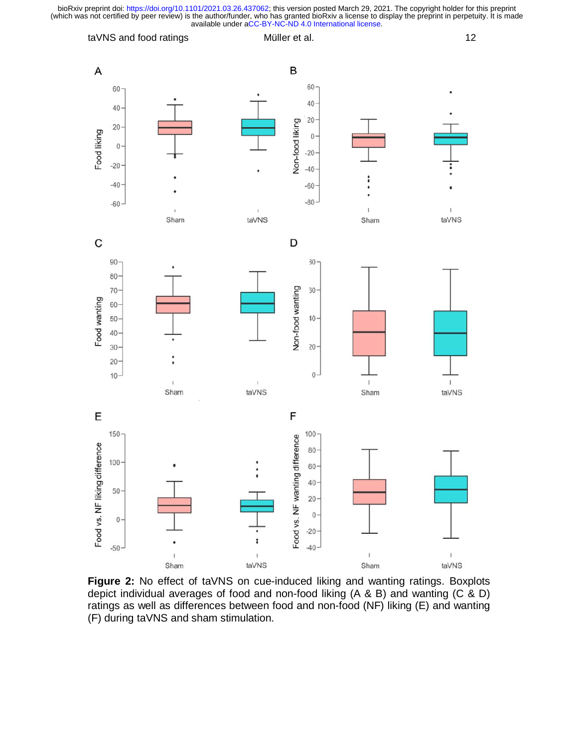A

Food liking

60
40
20
0
-20
-40
-60

Sham
taVNS

B

Non-food liking

60
40
20
0
-20
-40
-60
-80

Sham
taVNS

C

Food wanting

90
80
70
60
50
40
30
20
10

Sham
taVNS

D

Non-food wanting

30
50
10
20
0

Sham
taVNS

E

Food vs. NF liking difference

150
100
50
0
-50

Sham
taVNS

F

Food vs. NF wanting difference

100
80
60
40
20
0
-20
-40

Sham
taVNS

**Figure 2:** No effect of taVNS on cue-induced liking and wanting ratings. Boxplots depict individual averages of food and non-food liking (A & B) and wanting (C & D) ratings as well as differences between food and non-food (NF) liking (E) and wanting (F) during taVNS and sham stimulation.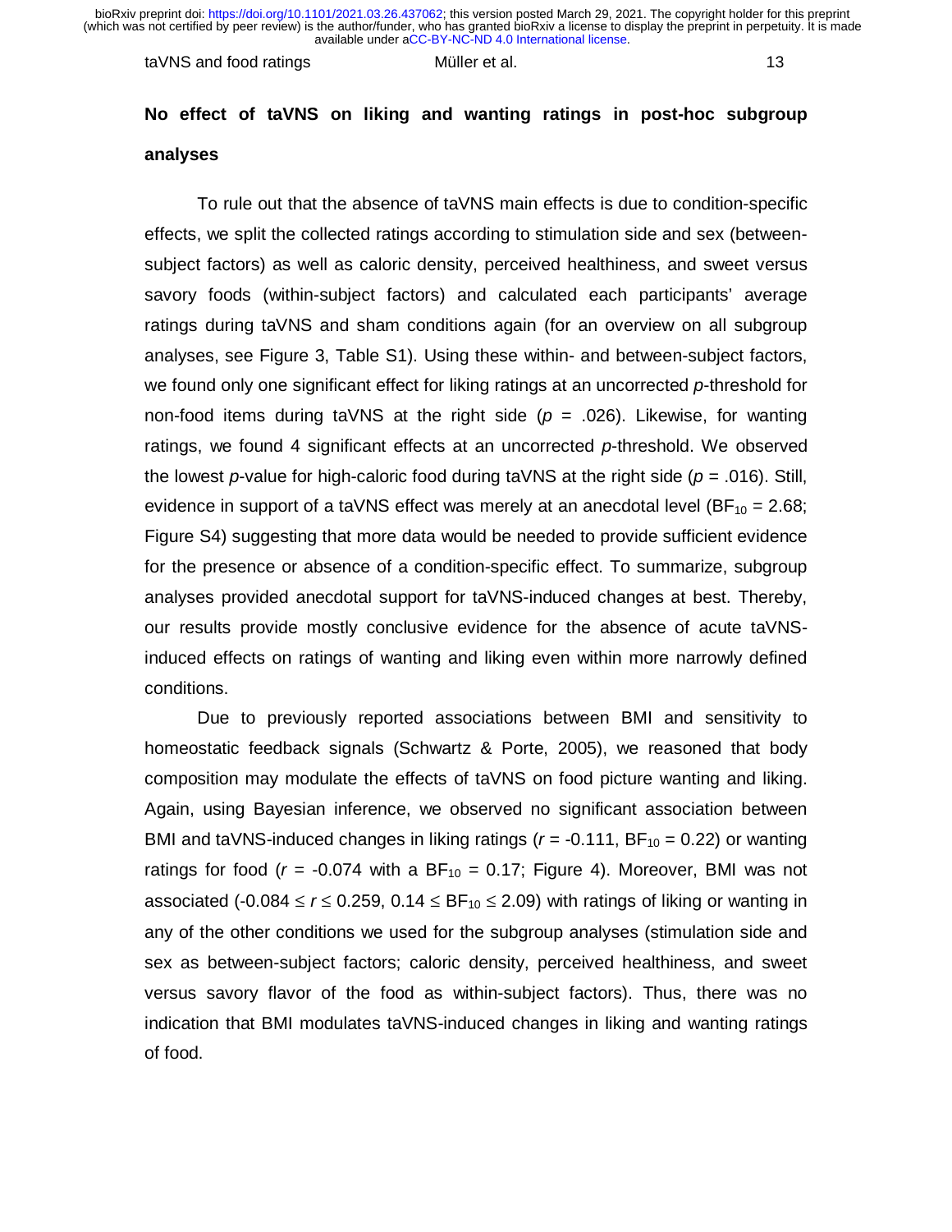## No effect of taVNS on liking and wanting ratings in post-hoc subgroup analyses

To rule out that the absence of taVNS main effects is due to condition-specific effects, we split the collected ratings according to stimulation side and sex (between-subject factors) as well as caloric density, perceived healthiness, and sweet versus savory foods (within-subject factors) and calculated each participants' average ratings during taVNS and sham conditions again (for an overview on all subgroup analyses, see Figure 3, Table S1). Using these within- and between-subject factors, we found only one significant effect for liking ratings at an uncorrected *p*-threshold for non-food items during taVNS at the right side ($p$ = .026). Likewise, for wanting ratings, we found 4 significant effects at an uncorrected *p*-threshold. We observed the lowest *p*-value for high-caloric food during taVNS at the right side ($p$ = .016). Still, evidence in support of a taVNS effect was merely at an anecdotal level ($BF_{10}$ = 2.68; Figure S4) suggesting that more data would be needed to provide sufficient evidence for the presence or absence of a condition-specific effect. To summarize, subgroup analyses provided anecdotal support for taVNS-induced changes at best. Thereby, our results provide mostly conclusive evidence for the absence of acute taVNS-induced effects on ratings of wanting and liking even within more narrowly defined conditions.

Due to previously reported associations between BMI and sensitivity to homeostatic feedback signals (Schwartz & Porte, 2005), we reasoned that body composition may modulate the effects of taVNS on food picture wanting and liking. Again, using Bayesian inference, we observed no significant association between BMI and taVNS-induced changes in liking ratings ($r$ = -0.111, $BF_{10}$ = 0.22) or wanting ratings for food ($r$ = -0.074 with a $BF_{10}$ = 0.17; Figure 4). Moreover, BMI was not associated ($-0.084 \leq r \leq 0.259$, $0.14 \leq BF_{10} \leq 2.09$) with ratings of liking or wanting in any of the other conditions we used for the subgroup analyses (stimulation side and sex as between-subject factors; caloric density, perceived healthiness, and sweet versus savory flavor of the food as within-subject factors). Thus, there was no indication that BMI modulates taVNS-induced changes in liking and wanting ratings of food.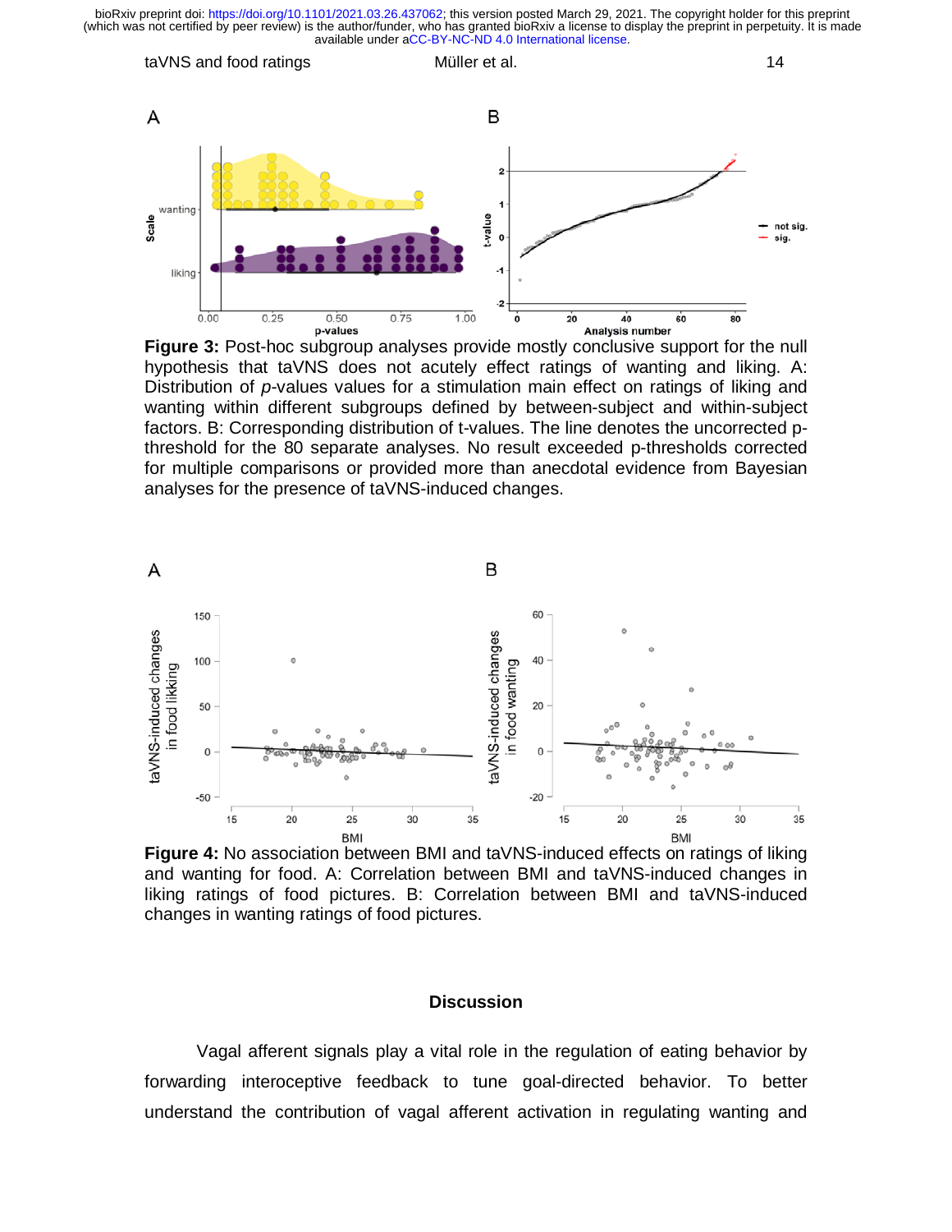A

B

wanting

Scale

liking

0.00 0.25 0.50 0.75 1.00

p-values

2

1

t-value

0

-1

-2

0 20 40 60 80

Analysis number

— not sig.
— sig.

**Figure 3:** Post-hoc subgroup analyses provide mostly conclusive support for the null hypothesis that taVNS does not acutely effect ratings of wanting and liking. A: Distribution of *p*-values values for a stimulation main effect on ratings of liking and wanting within different subgroups defined by between-subject and within-subject factors. B: Corresponding distribution of t-values. The line denotes the uncorrected p-threshold for the 80 separate analyses. No result exceeded p-thresholds corrected for multiple comparisons or provided more than anecdotal evidence from Bayesian analyses for the presence of taVNS-induced changes.

A

B

taVNS-induced changes in food likking

150

100

50

0

-50

15 20 25 30 35

BMI

taVNS-induced changes in food wanting

60

40

20

0

-20

15 20 25 30 35

BMI

**Figure 4:** No association between BMI and taVNS-induced effects on ratings of liking and wanting for food. A: Correlation between BMI and taVNS-induced changes in liking ratings of food pictures. B: Correlation between BMI and taVNS-induced changes in wanting ratings of food pictures.

## Discussion

Vagal afferent signals play a vital role in the regulation of eating behavior by forwarding interoceptive feedback to tune goal-directed behavior. To better understand the contribution of vagal afferent activation in regulating wanting and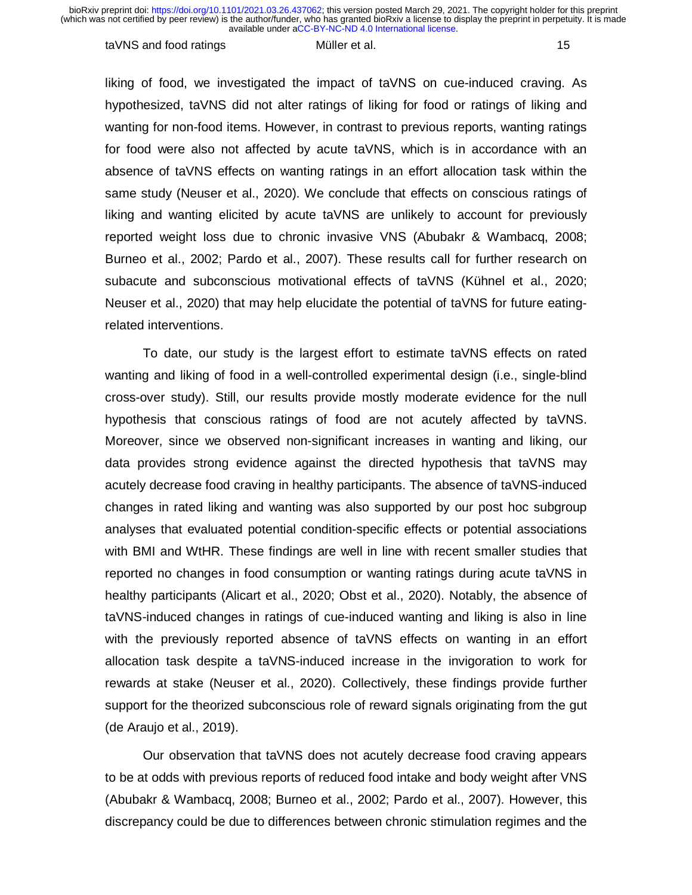liking of food, we investigated the impact of taVNS on cue-induced craving. As hypothesized, taVNS did not alter ratings of liking for food or ratings of liking and wanting for non-food items. However, in contrast to previous reports, wanting ratings for food were also not affected by acute taVNS, which is in accordance with an absence of taVNS effects on wanting ratings in an effort allocation task within the same study (Neuser et al., 2020). We conclude that effects on conscious ratings of liking and wanting elicited by acute taVNS are unlikely to account for previously reported weight loss due to chronic invasive VNS (Abubakr & Wambacq, 2008; Burneo et al., 2002; Pardo et al., 2007). These results call for further research on subacute and subconscious motivational effects of taVNS (Kühnel et al., 2020; Neuser et al., 2020) that may help elucidate the potential of taVNS for future eating-related interventions.

To date, our study is the largest effort to estimate taVNS effects on rated wanting and liking of food in a well-controlled experimental design (i.e., single-blind cross-over study). Still, our results provide mostly moderate evidence for the null hypothesis that conscious ratings of food are not acutely affected by taVNS. Moreover, since we observed non-significant increases in wanting and liking, our data provides strong evidence against the directed hypothesis that taVNS may acutely decrease food craving in healthy participants. The absence of taVNS-induced changes in rated liking and wanting was also supported by our post hoc subgroup analyses that evaluated potential condition-specific effects or potential associations with BMI and WtHR. These findings are well in line with recent smaller studies that reported no changes in food consumption or wanting ratings during acute taVNS in healthy participants (Alicart et al., 2020; Obst et al., 2020). Notably, the absence of taVNS-induced changes in ratings of cue-induced wanting and liking is also in line with the previously reported absence of taVNS effects on wanting in an effort allocation task despite a taVNS-induced increase in the invigoration to work for rewards at stake (Neuser et al., 2020). Collectively, these findings provide further support for the theorized subconscious role of reward signals originating from the gut (de Araujo et al., 2019).

Our observation that taVNS does not acutely decrease food craving appears to be at odds with previous reports of reduced food intake and body weight after VNS (Abubakr & Wambacq, 2008; Burneo et al., 2002; Pardo et al., 2007). However, this discrepancy could be due to differences between chronic stimulation regimes and the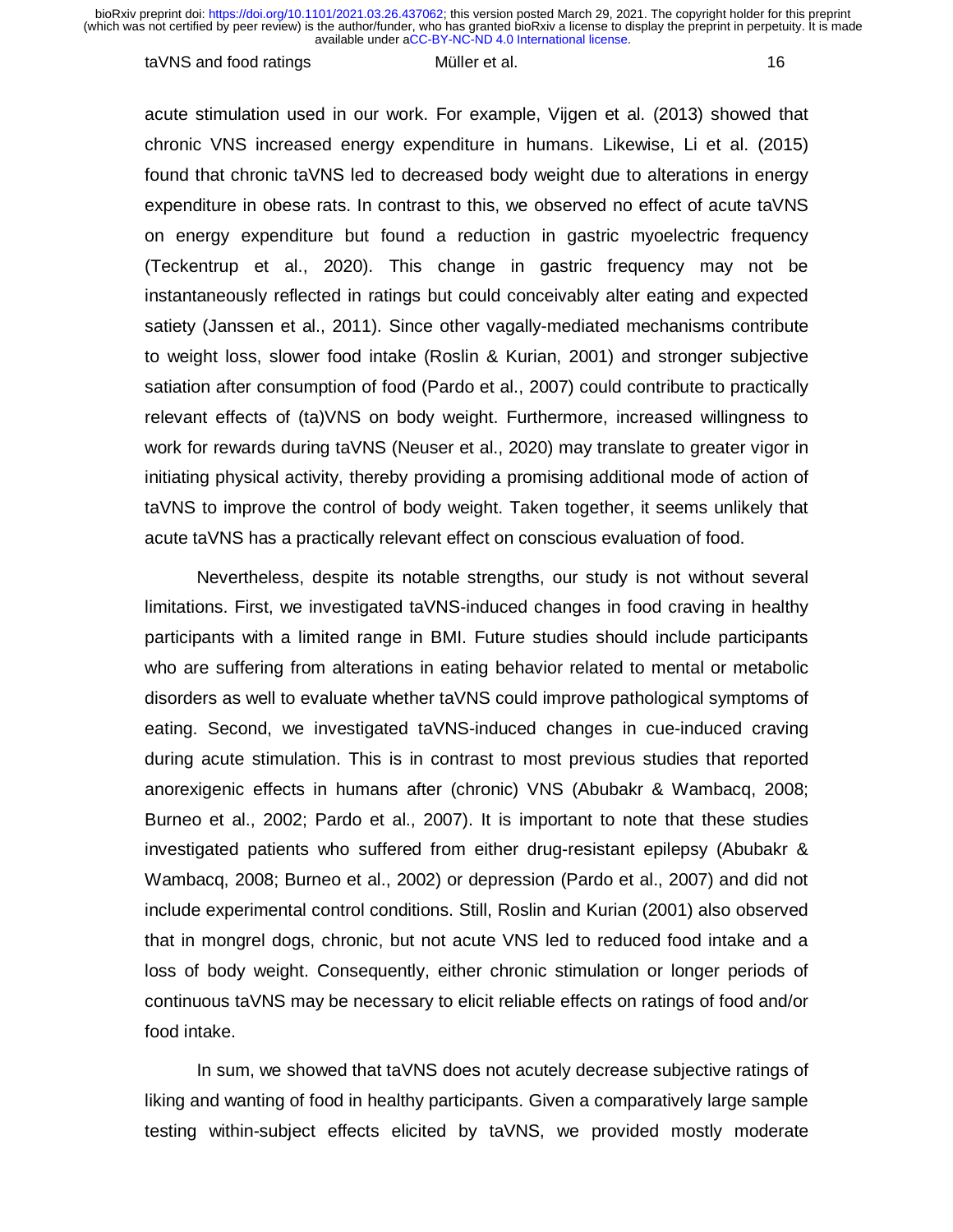acute stimulation used in our work. For example, Vijgen et al. (2013) showed that chronic VNS increased energy expenditure in humans. Likewise, Li et al. (2015) found that chronic taVNS led to decreased body weight due to alterations in energy expenditure in obese rats. In contrast to this, we observed no effect of acute taVNS on energy expenditure but found a reduction in gastric myoelectric frequency (Teckentrup et al., 2020). This change in gastric frequency may not be instantaneously reflected in ratings but could conceivably alter eating and expected satiety (Janssen et al., 2011). Since other vagally-mediated mechanisms contribute to weight loss, slower food intake (Roslin & Kurian, 2001) and stronger subjective satiation after consumption of food (Pardo et al., 2007) could contribute to practically relevant effects of (ta)VNS on body weight. Furthermore, increased willingness to work for rewards during taVNS (Neuser et al., 2020) may translate to greater vigor in initiating physical activity, thereby providing a promising additional mode of action of taVNS to improve the control of body weight. Taken together, it seems unlikely that acute taVNS has a practically relevant effect on conscious evaluation of food.

Nevertheless, despite its notable strengths, our study is not without several limitations. First, we investigated taVNS-induced changes in food craving in healthy participants with a limited range in BMI. Future studies should include participants who are suffering from alterations in eating behavior related to mental or metabolic disorders as well to evaluate whether taVNS could improve pathological symptoms of eating. Second, we investigated taVNS-induced changes in cue-induced craving during acute stimulation. This is in contrast to most previous studies that reported anorexigenic effects in humans after (chronic) VNS (Abubakr & Wambacq, 2008; Burneo et al., 2002; Pardo et al., 2007). It is important to note that these studies investigated patients who suffered from either drug-resistant epilepsy (Abubakr & Wambacq, 2008; Burneo et al., 2002) or depression (Pardo et al., 2007) and did not include experimental control conditions. Still, Roslin and Kurian (2001) also observed that in mongrel dogs, chronic, but not acute VNS led to reduced food intake and a loss of body weight. Consequently, either chronic stimulation or longer periods of continuous taVNS may be necessary to elicit reliable effects on ratings of food and/or food intake.

In sum, we showed that taVNS does not acutely decrease subjective ratings of liking and wanting of food in healthy participants. Given a comparatively large sample testing within-subject effects elicited by taVNS, we provided mostly moderate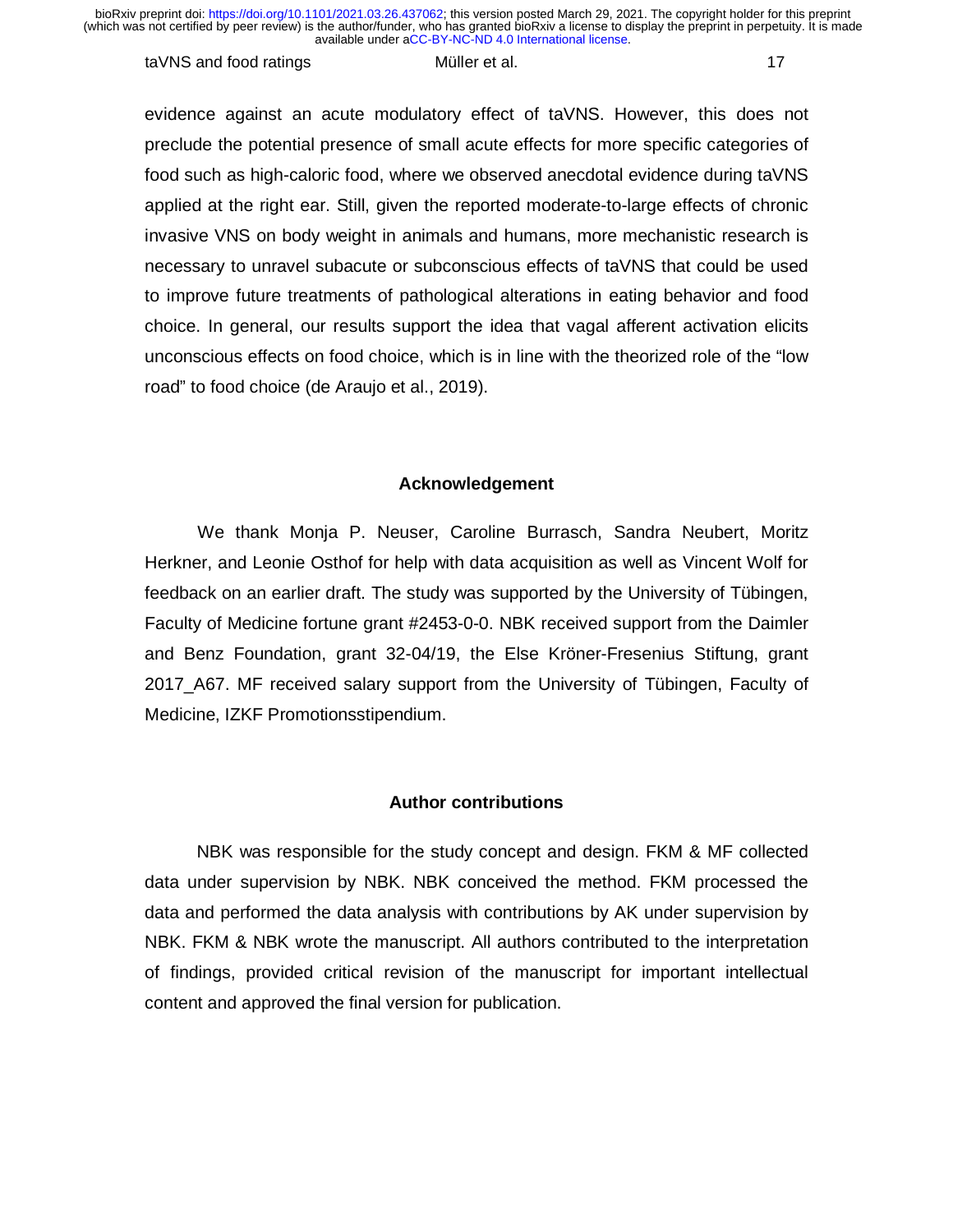evidence against an acute modulatory effect of taVNS. However, this does not preclude the potential presence of small acute effects for more specific categories of food such as high-caloric food, where we observed anecdotal evidence during taVNS applied at the right ear. Still, given the reported moderate-to-large effects of chronic invasive VNS on body weight in animals and humans, more mechanistic research is necessary to unravel subacute or subconscious effects of taVNS that could be used to improve future treatments of pathological alterations in eating behavior and food choice. In general, our results support the idea that vagal afferent activation elicits unconscious effects on food choice, which is in line with the theorized role of the "low road" to food choice (de Araujo et al., 2019).

## Acknowledgement

We thank Monja P. Neuser, Caroline Burrasch, Sandra Neubert, Moritz Herkner, and Leonie Osthof for help with data acquisition as well as Vincent Wolf for feedback on an earlier draft. The study was supported by the University of Tübingen, Faculty of Medicine fortune grant #2453-0-0. NBK received support from the Daimler and Benz Foundation, grant 32-04/19, the Else Kröner-Fresenius Stiftung, grant 2017_A67. MF received salary support from the University of Tübingen, Faculty of Medicine, IZKF Promotionsstipendium.

## Author contributions

NBK was responsible for the study concept and design. FKM & MF collected data under supervision by NBK. NBK conceived the method. FKM processed the data and performed the data analysis with contributions by AK under supervision by NBK. FKM & NBK wrote the manuscript. All authors contributed to the interpretation of findings, provided critical revision of the manuscript for important intellectual content and approved the final version for publication.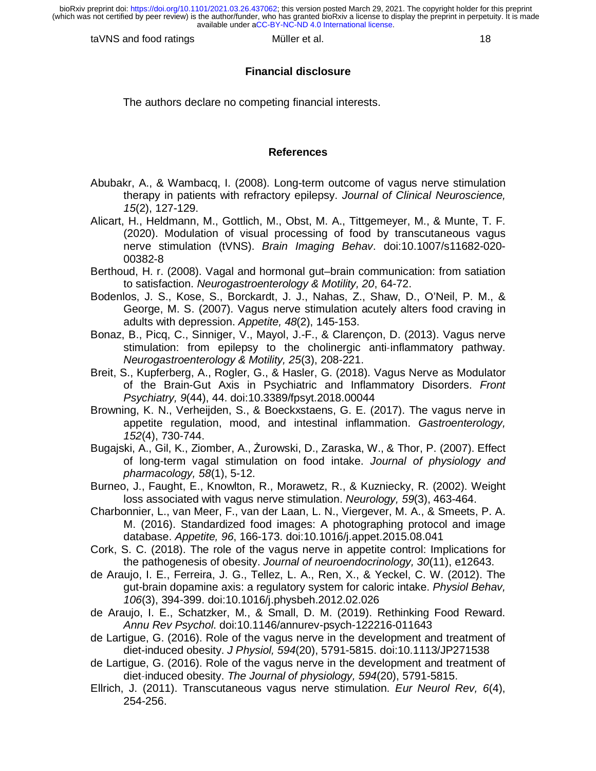## Financial disclosure

The authors declare no competing financial interests.

## References

Abubakr, A., & Wambacq, I. (2008). Long-term outcome of vagus nerve stimulation therapy in patients with refractory epilepsy. *Journal of Clinical Neuroscience, 15*(2), 127-129.

Alicart, H., Heldmann, M., Gottlich, M., Obst, M. A., Tittgemeyer, M., & Munte, T. F. (2020). Modulation of visual processing of food by transcutaneous vagus nerve stimulation (tVNS). *Brain Imaging Behav*. doi:10.1007/s11682-020-00382-8

Berthoud, H. r. (2008). Vagal and hormonal gut–brain communication: from satiation to satisfaction. *Neurogastroenterology & Motility, 20*, 64-72.

Bodenlos, J. S., Kose, S., Borckardt, J. J., Nahas, Z., Shaw, D., O'Neil, P. M., & George, M. S. (2007). Vagus nerve stimulation acutely alters food craving in adults with depression. *Appetite, 48*(2), 145-153.

Bonaz, B., Picq, C., Sinniger, V., Mayol, J.-F., & Clarençon, D. (2013). Vagus nerve stimulation: from epilepsy to the cholinergic anti-inflammatory pathway. *Neurogastroenterology & Motility, 25*(3), 208-221.

Breit, S., Kupferberg, A., Rogler, G., & Hasler, G. (2018). Vagus Nerve as Modulator of the Brain-Gut Axis in Psychiatric and Inflammatory Disorders. *Front Psychiatry, 9*(44), 44. doi:10.3389/fpsyt.2018.00044

Browning, K. N., Verheijden, S., & Boeckxstaens, G. E. (2017). The vagus nerve in appetite regulation, mood, and intestinal inflammation. *Gastroenterology, 152*(4), 730-744.

Bugajski, A., Gil, K., Ziomber, A., Żurowski, D., Zaraska, W., & Thor, P. (2007). Effect of long-term vagal stimulation on food intake. *Journal of physiology and pharmacology, 58*(1), 5-12.

Burneo, J., Faught, E., Knowlton, R., Morawetz, R., & Kuzniecky, R. (2002). Weight loss associated with vagus nerve stimulation. *Neurology, 59*(3), 463-464.

Charbonnier, L., van Meer, F., van der Laan, L. N., Viergever, M. A., & Smeets, P. A. M. (2016). Standardized food images: A photographing protocol and image database. *Appetite, 96*, 166-173. doi:10.1016/j.appet.2015.08.041

Cork, S. C. (2018). The role of the vagus nerve in appetite control: Implications for the pathogenesis of obesity. *Journal of neuroendocrinology, 30*(11), e12643.

de Araujo, I. E., Ferreira, J. G., Tellez, L. A., Ren, X., & Yeckel, C. W. (2012). The gut-brain dopamine axis: a regulatory system for caloric intake. *Physiol Behav, 106*(3), 394-399. doi:10.1016/j.physbeh.2012.02.026

de Araujo, I. E., Schatzker, M., & Small, D. M. (2019). Rethinking Food Reward. *Annu Rev Psychol*. doi:10.1146/annurev-psych-122216-011643

de Lartigue, G. (2016). Role of the vagus nerve in the development and treatment of diet-induced obesity. *J Physiol, 594*(20), 5791-5815. doi:10.1113/JP271538

de Lartigue, G. (2016). Role of the vagus nerve in the development and treatment of diet-induced obesity. *The Journal of physiology, 594*(20), 5791-5815.

Ellrich, J. (2011). Transcutaneous vagus nerve stimulation. *Eur Neurol Rev, 6*(4), 254-256.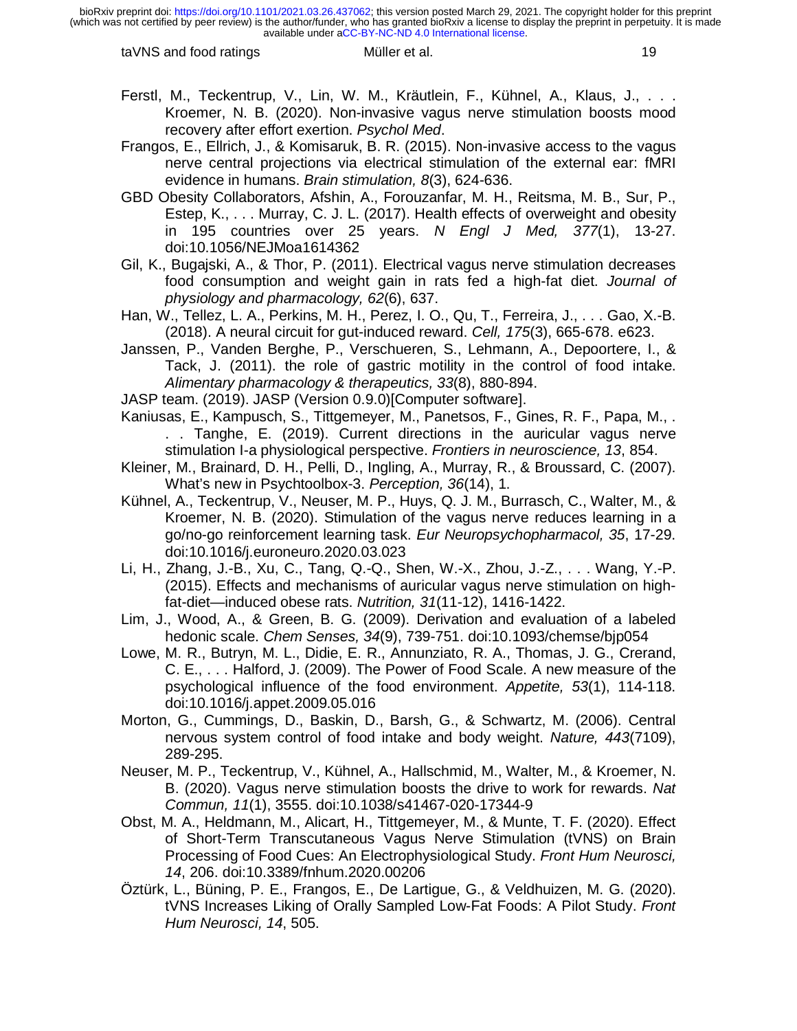Ferstl, M., Teckentrup, V., Lin, W. M., Kräutlein, F., Kühnel, A., Klaus, J., . . . Kroemer, N. B. (2020). Non-invasive vagus nerve stimulation boosts mood recovery after effort exertion. *Psychol Med*.

Frangos, E., Ellrich, J., & Komisaruk, B. R. (2015). Non-invasive access to the vagus nerve central projections via electrical stimulation of the external ear: fMRI evidence in humans. *Brain stimulation, 8*(3), 624-636.

GBD Obesity Collaborators, Afshin, A., Forouzanfar, M. H., Reitsma, M. B., Sur, P., Estep, K., . . . Murray, C. J. L. (2017). Health effects of overweight and obesity in 195 countries over 25 years. *N Engl J Med, 377*(1), 13-27. doi:10.1056/NEJMoa1614362

Gil, K., Bugajski, A., & Thor, P. (2011). Electrical vagus nerve stimulation decreases food consumption and weight gain in rats fed a high-fat diet. *Journal of physiology and pharmacology, 62*(6), 637.

Han, W., Tellez, L. A., Perkins, M. H., Perez, I. O., Qu, T., Ferreira, J., . . . Gao, X.-B. (2018). A neural circuit for gut-induced reward. *Cell, 175*(3), 665-678. e623.

Janssen, P., Vanden Berghe, P., Verschueren, S., Lehmann, A., Depoortere, I., & Tack, J. (2011). the role of gastric motility in the control of food intake. *Alimentary pharmacology & therapeutics, 33*(8), 880-894.

JASP team. (2019). JASP (Version 0.9.0)[Computer software].

Kaniusas, E., Kampusch, S., Tittgemeyer, M., Panetsos, F., Gines, R. F., Papa, M., . . . Tanghe, E. (2019). Current directions in the auricular vagus nerve stimulation I-a physiological perspective. *Frontiers in neuroscience, 13*, 854.

Kleiner, M., Brainard, D. H., Pelli, D., Ingling, A., Murray, R., & Broussard, C. (2007). What's new in Psychtoolbox-3. *Perception, 36*(14), 1.

Kühnel, A., Teckentrup, V., Neuser, M. P., Huys, Q. J. M., Burrasch, C., Walter, M., & Kroemer, N. B. (2020). Stimulation of the vagus nerve reduces learning in a go/no-go reinforcement learning task. *Eur Neuropsychopharmacol, 35*, 17-29. doi:10.1016/j.euroneuro.2020.03.023

Li, H., Zhang, J.-B., Xu, C., Tang, Q.-Q., Shen, W.-X., Zhou, J.-Z., . . . Wang, Y.-P. (2015). Effects and mechanisms of auricular vagus nerve stimulation on high-fat-diet—induced obese rats. *Nutrition, 31*(11-12), 1416-1422.

Lim, J., Wood, A., & Green, B. G. (2009). Derivation and evaluation of a labeled hedonic scale. *Chem Senses, 34*(9), 739-751. doi:10.1093/chemse/bjp054

Lowe, M. R., Butryn, M. L., Didie, E. R., Annunziato, R. A., Thomas, J. G., Crerand, C. E., . . . Halford, J. (2009). The Power of Food Scale. A new measure of the psychological influence of the food environment. *Appetite, 53*(1), 114-118. doi:10.1016/j.appet.2009.05.016

Morton, G., Cummings, D., Baskin, D., Barsh, G., & Schwartz, M. (2006). Central nervous system control of food intake and body weight. *Nature, 443*(7109), 289-295.

Neuser, M. P., Teckentrup, V., Kühnel, A., Hallschmid, M., Walter, M., & Kroemer, N. B. (2020). Vagus nerve stimulation boosts the drive to work for rewards. *Nat Commun, 11*(1), 3555. doi:10.1038/s41467-020-17344-9

Obst, M. A., Heldmann, M., Alicart, H., Tittgemeyer, M., & Munte, T. F. (2020). Effect of Short-Term Transcutaneous Vagus Nerve Stimulation (tVNS) on Brain Processing of Food Cues: An Electrophysiological Study. *Front Hum Neurosci, 14*, 206. doi:10.3389/fnhum.2020.00206

Öztürk, L., Büning, P. E., Frangos, E., De Lartigue, G., & Veldhuizen, M. G. (2020). tVNS Increases Liking of Orally Sampled Low-Fat Foods: A Pilot Study. *Front Hum Neurosci, 14*, 505.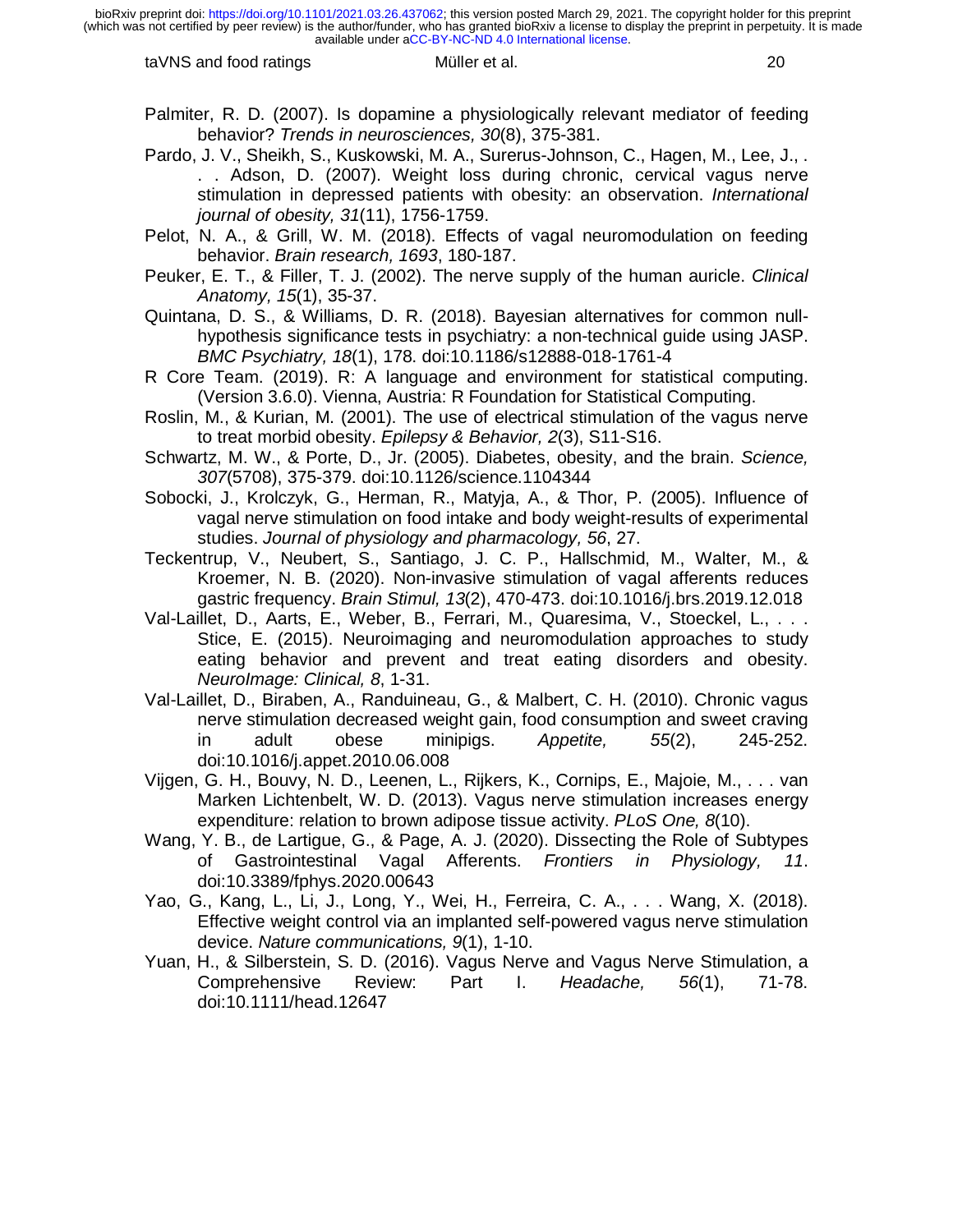Palmiter, R. D. (2007). Is dopamine a physiologically relevant mediator of feeding behavior? *Trends in neurosciences, 30*(8), 375-381.

Pardo, J. V., Sheikh, S., Kuskowski, M. A., Surerus-Johnson, C., Hagen, M., Lee, J., . . . Adson, D. (2007). Weight loss during chronic, cervical vagus nerve stimulation in depressed patients with obesity: an observation. *International journal of obesity, 31*(11), 1756-1759.

Pelot, N. A., & Grill, W. M. (2018). Effects of vagal neuromodulation on feeding behavior. *Brain research, 1693*, 180-187.

Peuker, E. T., & Filler, T. J. (2002). The nerve supply of the human auricle. *Clinical Anatomy, 15*(1), 35-37.

Quintana, D. S., & Williams, D. R. (2018). Bayesian alternatives for common null-hypothesis significance tests in psychiatry: a non-technical guide using JASP. *BMC Psychiatry, 18*(1), 178. doi:10.1186/s12888-018-1761-4

R Core Team. (2019). R: A language and environment for statistical computing. (Version 3.6.0). Vienna, Austria: R Foundation for Statistical Computing.

Roslin, M., & Kurian, M. (2001). The use of electrical stimulation of the vagus nerve to treat morbid obesity. *Epilepsy & Behavior, 2*(3), S11-S16.

Schwartz, M. W., & Porte, D., Jr. (2005). Diabetes, obesity, and the brain. *Science, 307*(5708), 375-379. doi:10.1126/science.1104344

Sobocki, J., Krolczyk, G., Herman, R., Matyja, A., & Thor, P. (2005). Influence of vagal nerve stimulation on food intake and body weight-results of experimental studies. *Journal of physiology and pharmacology, 56*, 27.

Teckentrup, V., Neubert, S., Santiago, J. C. P., Hallschmid, M., Walter, M., & Kroemer, N. B. (2020). Non-invasive stimulation of vagal afferents reduces gastric frequency. *Brain Stimul, 13*(2), 470-473. doi:10.1016/j.brs.2019.12.018

Val-Laillet, D., Aarts, E., Weber, B., Ferrari, M., Quaresima, V., Stoeckel, L., . . . Stice, E. (2015). Neuroimaging and neuromodulation approaches to study eating behavior and prevent and treat eating disorders and obesity. *NeuroImage: Clinical, 8*, 1-31.

Val-Laillet, D., Biraben, A., Randuineau, G., & Malbert, C. H. (2010). Chronic vagus nerve stimulation decreased weight gain, food consumption and sweet craving in adult obese minipigs. *Appetite, 55*(2), 245-252. doi:10.1016/j.appet.2010.06.008

Vijgen, G. H., Bouvy, N. D., Leenen, L., Rijkers, K., Cornips, E., Majoie, M., . . . van Marken Lichtenbelt, W. D. (2013). Vagus nerve stimulation increases energy expenditure: relation to brown adipose tissue activity. *PLoS One, 8*(10).

Wang, Y. B., de Lartigue, G., & Page, A. J. (2020). Dissecting the Role of Subtypes of Gastrointestinal Vagal Afferents. *Frontiers in Physiology, 11*. doi:10.3389/fphys.2020.00643

Yao, G., Kang, L., Li, J., Long, Y., Wei, H., Ferreira, C. A., . . . Wang, X. (2018). Effective weight control via an implanted self-powered vagus nerve stimulation device. *Nature communications, 9*(1), 1-10.

Yuan, H., & Silberstein, S. D. (2016). Vagus Nerve and Vagus Nerve Stimulation, a Comprehensive Review: Part I. *Headache, 56*(1), 71-78. doi:10.1111/head.12647